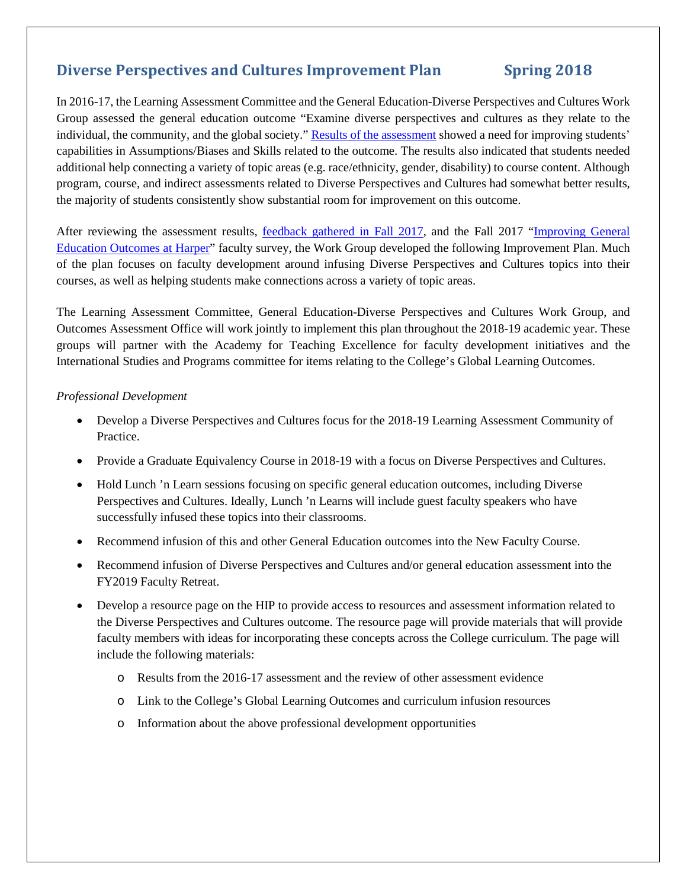# Diverse Perspectives and Cultures Improvement Plan Spring 2018

In 2016-17, the Learning Assessment Committee and the General Education-Diverse Perspectives and Cultures Work Group assessed the general education outcome "Examine diverse perspectives and cultures as they relate to the individual, the community, and the global society." Results of the assessment showed a need for improving students' capabilities in Assumptions/Biases and Skills related to the outcome. The results also indicated that students needed additional help connecting a variety of topic areas (e.g. race/ethnicity, gender, disability) to course content. Although program, course, and indirect assessments related to Diverse Perspectives and Cultures had somewhat better results, the majority of students consistently show substantial room for improvement on this outcome.

After reviewing the assessment results, feedback gathered in Fall 2017, and the Fall 2017 "Improving General Education Outcomes at Harper" faculty survey, the Work Group developed the following Improvement Plan. Much of the plan focuses on faculty development around infusing Diverse Perspectives and Cultures topics into their courses, as well as helping students make connections across a variety of topic areas.

The Learning Assessment Committee, General Education-Diverse Perspectives and Cultures Work Group, and Outcomes Assessment Office will work jointly to implement this plan throughout the 2018-19 academic year. These groups will partner with the Academy for Teaching Excellence for faculty development initiatives and the International Studies and Programs committee for items relating to the College's Global Learning Outcomes.

*Professional Development*

- Develop a Diverse Perspectives and Cultures focus for the 2018-19 Learning Assessment Community of Practice.
- Provide a Graduate Equivalency Course in 2018-19 with a focus on Diverse Perspectives and Cultures.
- Hold Lunch 'n Learn sessions focusing on specific general education outcomes, including Diverse Perspectives and Cultures. Ideally, Lunch 'n Learns will include guest faculty speakers who have successfully infused these topics into their classrooms.
- Recommend infusion of this and other General Education outcomes into the New Faculty Course.
- Recommend infusion of Diverse Perspectives and Cultures and/or general education assessment into the FY2019 Faculty Retreat.
- Develop a resource page on the HIP to provide access to resources and assessment information related to the Diverse Perspectives and Cultures outcome. The resource page will provide materials that will provide faculty members with ideas for incorporating these concepts across the College curriculum. The page will include the following materials:
    - Results from the 2016-17 assessment and the review of other assessment evidence
    - Link to the College's Global Learning Outcomes and curriculum infusion resources
    - Information about the above professional development opportunities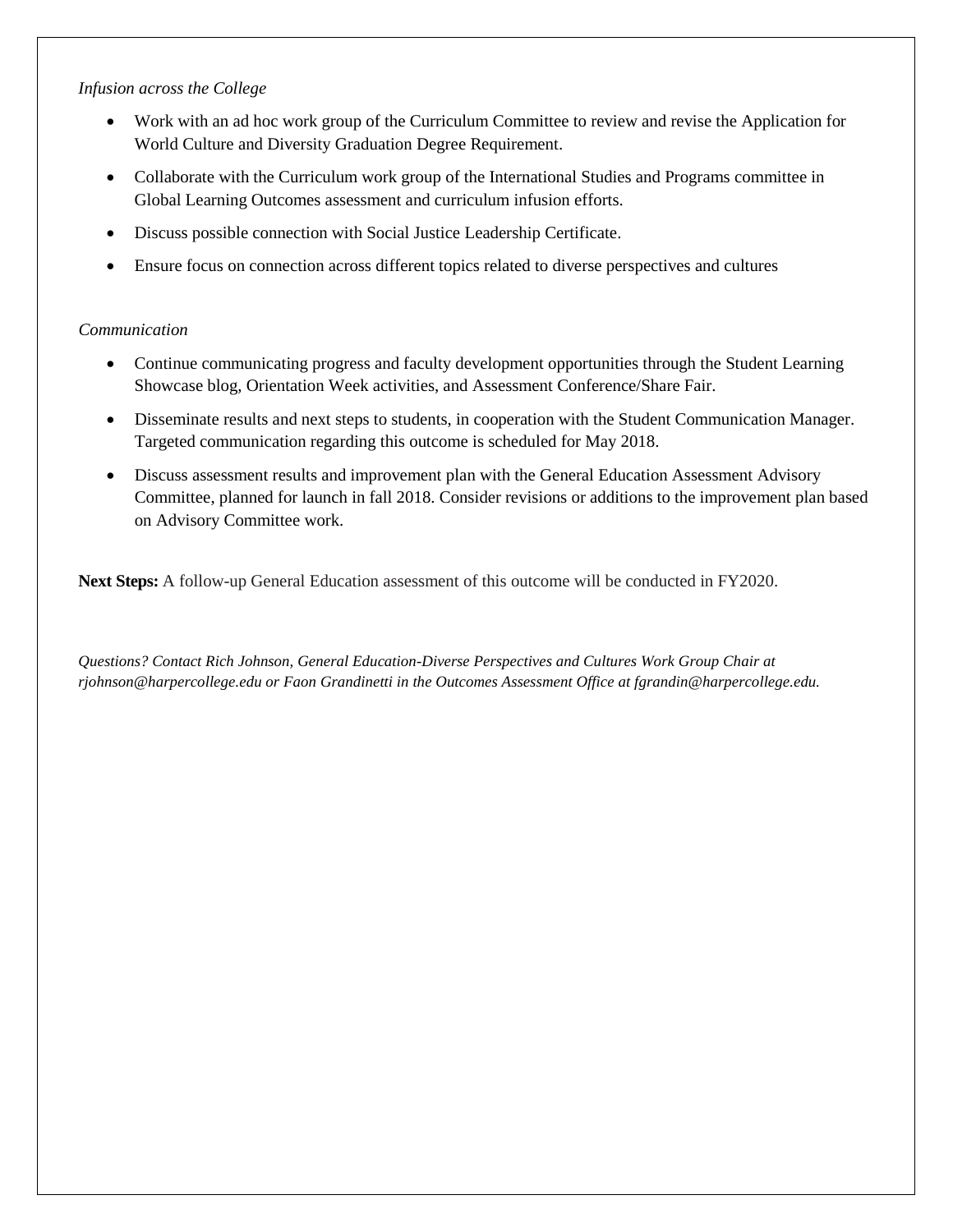*Infusion across the College*

- Work with an ad hoc work group of the Curriculum Committee to review and revise the Application for World Culture and Diversity Graduation Degree Requirement.
- Collaborate with the Curriculum work group of the International Studies and Programs committee in Global Learning Outcomes assessment and curriculum infusion efforts.
- Discuss possible connection with Social Justice Leadership Certificate.
- Ensure focus on connection across different topics related to diverse perspectives and cultures

*Communication*

- Continue communicating progress and faculty development opportunities through the Student Learning Showcase blog, Orientation Week activities, and Assessment Conference/Share Fair.
- Disseminate results and next steps to students, in cooperation with the Student Communication Manager. Targeted communication regarding this outcome is scheduled for May 2018.
- Discuss assessment results and improvement plan with the General Education Assessment Advisory Committee, planned for launch in fall 2018. Consider revisions or additions to the improvement plan based on Advisory Committee work.

**Next Steps:** A follow-up General Education assessment of this outcome will be conducted in FY2020.

*Questions? Contact Rich Johnson, General Education-Diverse Perspectives and Cultures Work Group Chair at rjohnson@harpercollege.edu or Faon Grandinetti in the Outcomes Assessment Office at fgrandin@harpercollege.edu.*